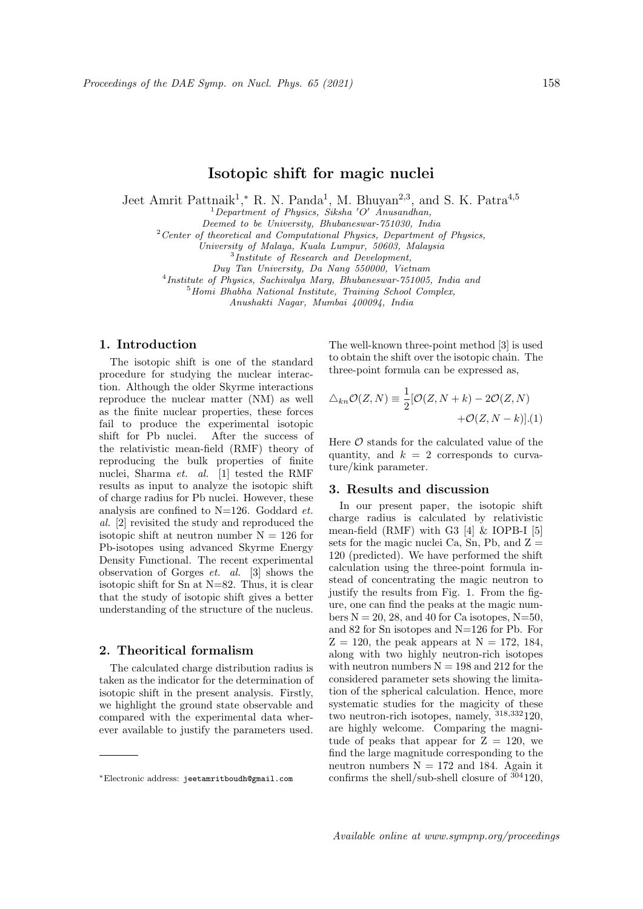# Isotopic shift for magic nuclei

Jeet Amrit Pattnaik[1],* R. N. Panda[1], M. Bhuyan[2,3], and S. K. Patra[4,5]

[1] *Department of Physics, Siksha 'O' Anusandhan, Deemed to be University, Bhubaneswar-751030, India*
[2] *Center of theoretical and Computational Physics, Department of Physics, University of Malaya, Kuala Lumpur, 50603, Malaysia*
[3] *Institute of Research and Development, Duy Tan University, Da Nang 550000, Vietnam*
[4] *Institute of Physics, Sachivalya Marg, Bhubaneswar-751005, India and*
[5] *Homi Bhabha National Institute, Training School Complex, Anushakti Nagar, Mumbai 400094, India*

## 1. Introduction

The isotopic shift is one of the standard procedure for studying the nuclear interaction. Although the older Skyrme interactions reproduce the nuclear matter (NM) as well as the finite nuclear properties, these forces fail to produce the experimental isotopic shift for Pb nuclei. After the success of the relativistic mean-field (RMF) theory of reproducing the bulk properties of finite nuclei, Sharma *et. al.* [1] tested the RMF results as input to analyze the isotopic shift of charge radius for Pb nuclei. However, these analysis are confined to N=126. Goddard *et. al.* [2] revisited the study and reproduced the isotopic shift at neutron number N = 126 for Pb-isotopes using advanced Skyrme Energy Density Functional. The recent experimental observation of Gorges *et. al.* [3] shows the isotopic shift for Sn at N=82. Thus, it is clear that the study of isotopic shift gives a better understanding of the structure of the nucleus.

## 2. Theoritical formalism

The calculated charge distribution radius is taken as the indicator for the determination of isotopic shift in the present analysis. Firstly, we highlight the ground state observable and compared with the experimental data wherever available to justify the parameters used. The well-known three-point method [3] is used to obtain the shift over the isotopic chain. The three-point formula can be expressed as,

$$\triangle_{kn}\mathcal{O}(Z,N) \equiv \frac{1}{2}[\mathcal{O}(Z,N+k) - 2\mathcal{O}(Z,N) + \mathcal{O}(Z,N-k)]. \quad (1)$$

Here $\mathcal{O}$ stands for the calculated value of the quantity, and $k = 2$ corresponds to curvature/kink parameter.

## 3. Results and discussion

In our present paper, the isotopic shift charge radius is calculated by relativistic mean-field (RMF) with G3 [4] & IOPB-I [5] sets for the magic nuclei Ca, Sn, Pb, and Z = 120 (predicted). We have performed the shift calculation using the three-point formula instead of concentrating the magic neutron to justify the results from Fig. 1. From the figure, one can find the peaks at the magic numbers N = 20, 28, and 40 for Ca isotopes, N=50, and 82 for Sn isotopes and N=126 for Pb. For Z = 120, the peak appears at N = 172, 184, along with two highly neutron-rich isotopes with neutron numbers N = 198 and 212 for the considered parameter sets showing the limitation of the spherical calculation. Hence, more systematic studies for the magicity of these two neutron-rich isotopes, namely, $^{318,332}$120, are highly welcome. Comparing the magnitude of peaks that appear for Z = 120, we find the large magnitude corresponding to the neutron numbers N = 172 and 184. Again it confirms the shell/sub-shell closure of $^{304}$120,

*Electronic address: jeetamritboudh@gmail.com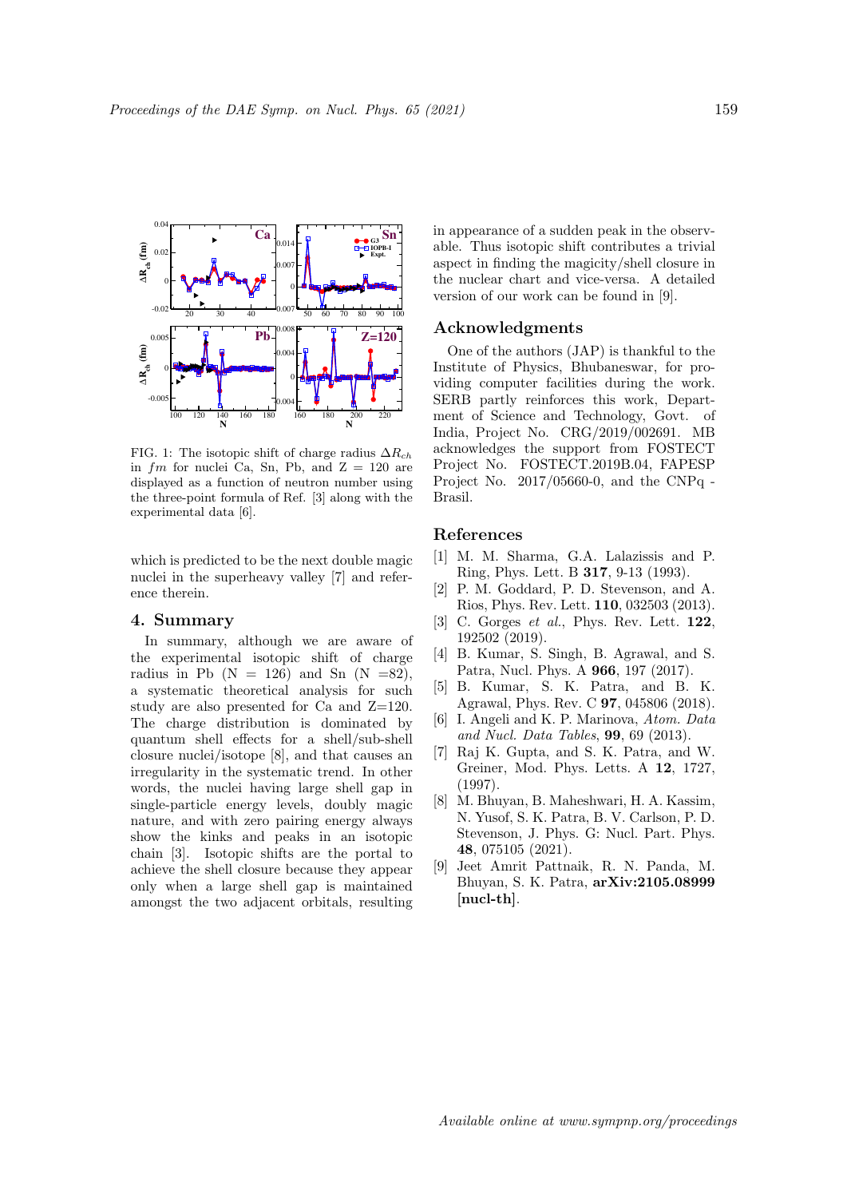Ca

Sn

G3

IOPB-I

Expt.

Pb

Z=120

$\Delta R_{ch}$ (fm)

$\Delta R_{ch}$ (fm)

N

N

FIG. 1: The isotopic shift of charge radius $\Delta R_{ch}$ in $fm$ for nuclei Ca, Sn, Pb, and Z = 120 are displayed as a function of neutron number using the three-point formula of Ref. [3] along with the experimental data [6].

which is predicted to be the next double magic nuclei in the superheavy valley [7] and reference therein.

## 4. Summary

In summary, although we are aware of the experimental isotopic shift of charge radius in Pb (N = 126) and Sn (N =82), a systematic theoretical analysis for such study are also presented for Ca and Z=120. The charge distribution is dominated by quantum shell effects for a shell/sub-shell closure nuclei/isotope [8], and that causes an irregularity in the systematic trend. In other words, the nuclei having large shell gap in single-particle energy levels, doubly magic nature, and with zero pairing energy always show the kinks and peaks in an isotopic chain [3]. Isotopic shifts are the portal to achieve the shell closure because they appear only when a large shell gap is maintained amongst the two adjacent orbitals, resulting in appearance of a sudden peak in the observable. Thus isotopic shift contributes a trivial aspect in finding the magicity/shell closure in the nuclear chart and vice-versa. A detailed version of our work can be found in [9].

## Acknowledgments

One of the authors (JAP) is thankful to the Institute of Physics, Bhubaneswar, for providing computer facilities during the work. SERB partly reinforces this work, Department of Science and Technology, Govt. of India, Project No. CRG/2019/002691. MB acknowledges the support from FOSTECT Project No. FOSTECT.2019B.04, FAPESP Project No. 2017/05660-0, and the CNPq - Brasil.

## References

[1] M. M. Sharma, G.A. Lalazissis and P. Ring, Phys. Lett. B **317**, 9-13 (1993).

[2] P. M. Goddard, P. D. Stevenson, and A. Rios, Phys. Rev. Lett. **110**, 032503 (2013).

[3] C. Gorges *et al.*, Phys. Rev. Lett. **122**, 192502 (2019).

[4] B. Kumar, S. Singh, B. Agrawal, and S. Patra, Nucl. Phys. A **966**, 197 (2017).

[5] B. Kumar, S. K. Patra, and B. K. Agrawal, Phys. Rev. C **97**, 045806 (2018).

[6] I. Angeli and K. P. Marinova, *Atom. Data and Nucl. Data Tables*, **99**, 69 (2013).

[7] Raj K. Gupta, and S. K. Patra, and W. Greiner, Mod. Phys. Letts. A **12**, 1727, (1997).

[8] M. Bhuyan, B. Maheshwari, H. A. Kassim, N. Yusof, S. K. Patra, B. V. Carlson, P. D. Stevenson, J. Phys. G: Nucl. Part. Phys. **48**, 075105 (2021).

[9] Jeet Amrit Pattnaik, R. N. Panda, M. Bhuyan, S. K. Patra, **arXiv:2105.08999 [nucl-th]**.